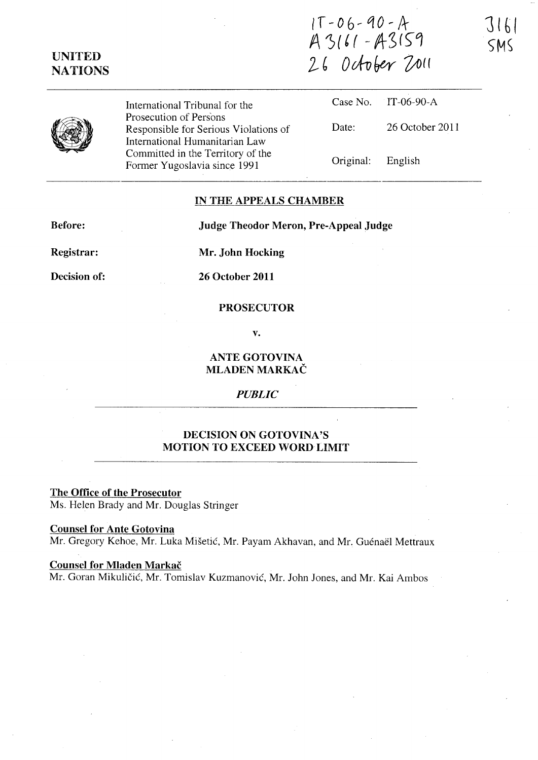IT-06-90-A
A3161 - A3159
26 October 2011

3161
SMS

**UNITED NATIONS**

| International Tribunal for the Prosecution of Persons Responsible for Serious Violations of International Humanitarian Law Committed in the Territory of the Former Yugoslavia since 1991 | Case No. | IT-06-90-A |
|---|---|---|
| | Date: | 26 October 2011 |
| | Original: | English |

## IN THE APPEALS CHAMBER

**Before:** **Judge Theodor Meron, Pre-Appeal Judge**

**Registrar:** **Mr. John Hocking**

**Decision of:** **26 October 2011**

**PROSECUTOR**

**v.**

**ANTE GOTOVINA**
**MLADEN MARKAČ**

***PUBLIC***

## DECISION ON GOTOVINA'S MOTION TO EXCEED WORD LIMIT

**The Office of the Prosecutor**
Ms. Helen Brady and Mr. Douglas Stringer

**Counsel for Ante Gotovina**
Mr. Gregory Kehoe, Mr. Luka Mišetić, Mr. Payam Akhavan, and Mr. Guénaël Mettraux

**Counsel for Mladen Markač**
Mr. Goran Mikuličić, Mr. Tomislav Kuzmanović, Mr. John Jones, and Mr. Kai Ambos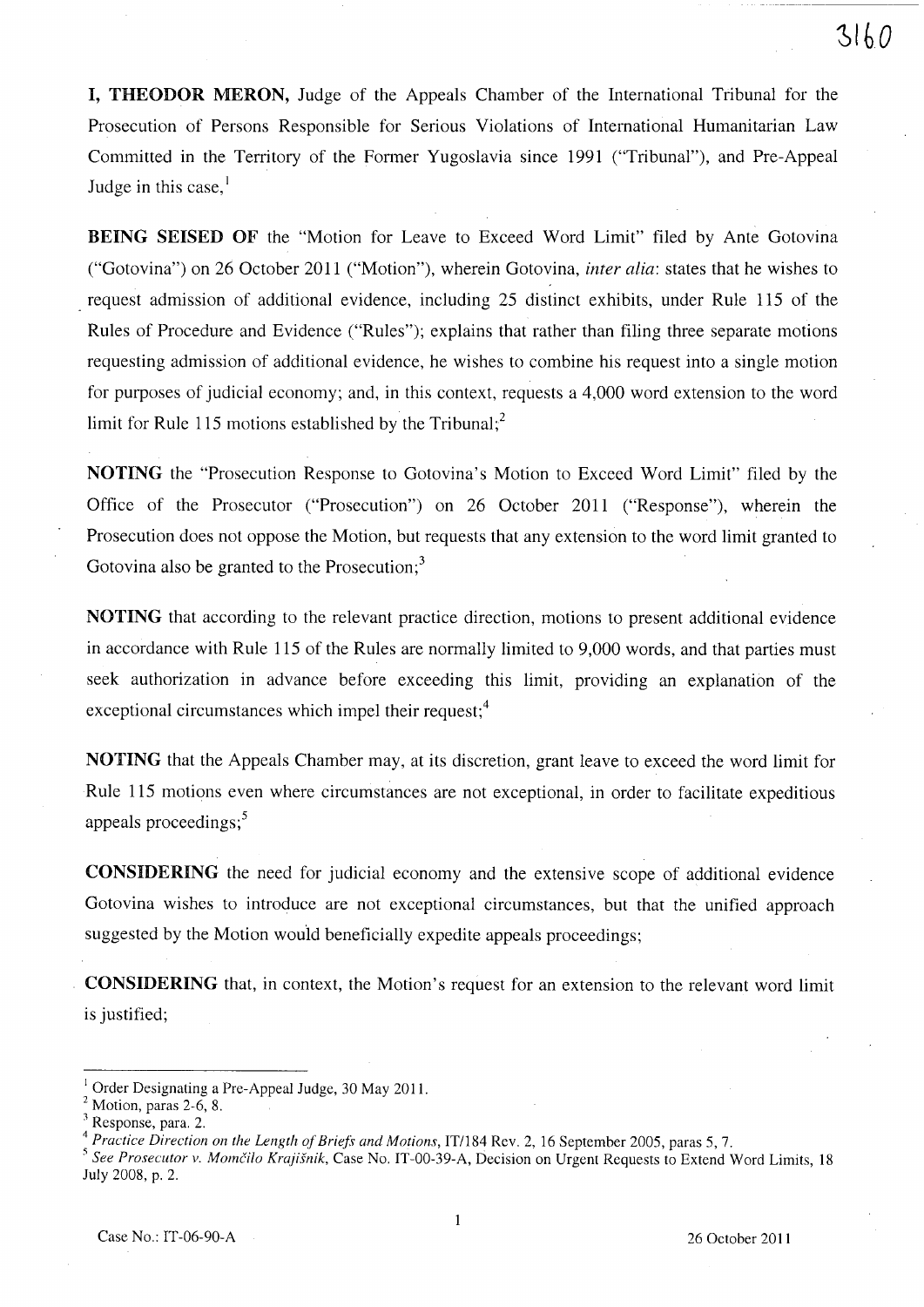**I, THEODOR MERON,** Judge of the Appeals Chamber of the International Tribunal for the Prosecution of Persons Responsible for Serious Violations of International Humanitarian Law Committed in the Territory of the Former Yugoslavia since 1991 ("Tribunal"), and Pre-Appeal Judge in this case,[1]

**BEING SEISED OF** the "Motion for Leave to Exceed Word Limit" filed by Ante Gotovina ("Gotovina") on 26 October 2011 ("Motion"), wherein Gotovina, *inter alia*: states that he wishes to request admission of additional evidence, including 25 distinct exhibits, under Rule 115 of the Rules of Procedure and Evidence ("Rules"); explains that rather than filing three separate motions requesting admission of additional evidence, he wishes to combine his request into a single motion for purposes of judicial economy; and, in this context, requests a 4,000 word extension to the word limit for Rule 115 motions established by the Tribunal;[2]

**NOTING** the "Prosecution Response to Gotovina's Motion to Exceed Word Limit" filed by the Office of the Prosecutor ("Prosecution") on 26 October 2011 ("Response"), wherein the Prosecution does not oppose the Motion, but requests that any extension to the word limit granted to Gotovina also be granted to the Prosecution;[3]

**NOTING** that according to the relevant practice direction, motions to present additional evidence in accordance with Rule 115 of the Rules are normally limited to 9,000 words, and that parties must seek authorization in advance before exceeding this limit, providing an explanation of the exceptional circumstances which impel their request;[4]

**NOTING** that the Appeals Chamber may, at its discretion, grant leave to exceed the word limit for Rule 115 motions even where circumstances are not exceptional, in order to facilitate expeditious appeals proceedings;[5]

**CONSIDERING** the need for judicial economy and the extensive scope of additional evidence Gotovina wishes to introduce are not exceptional circumstances, but that the unified approach suggested by the Motion would beneficially expedite appeals proceedings;

**CONSIDERING** that, in context, the Motion's request for an extension to the relevant word limit is justified;

---

[1] Order Designating a Pre-Appeal Judge, 30 May 2011.

[2] Motion, paras 2-6, 8.

[3] Response, para. 2.

[4] *Practice Direction on the Length of Briefs and Motions*, IT/184 Rev. 2, 16 September 2005, paras 5, 7.

[5] *See Prosecutor v. Momčilo Krajišnik*, Case No. IT-00-39-A, Decision on Urgent Requests to Extend Word Limits, 18 July 2008, p. 2.

Case No.: IT-06-90-A 26 October 2011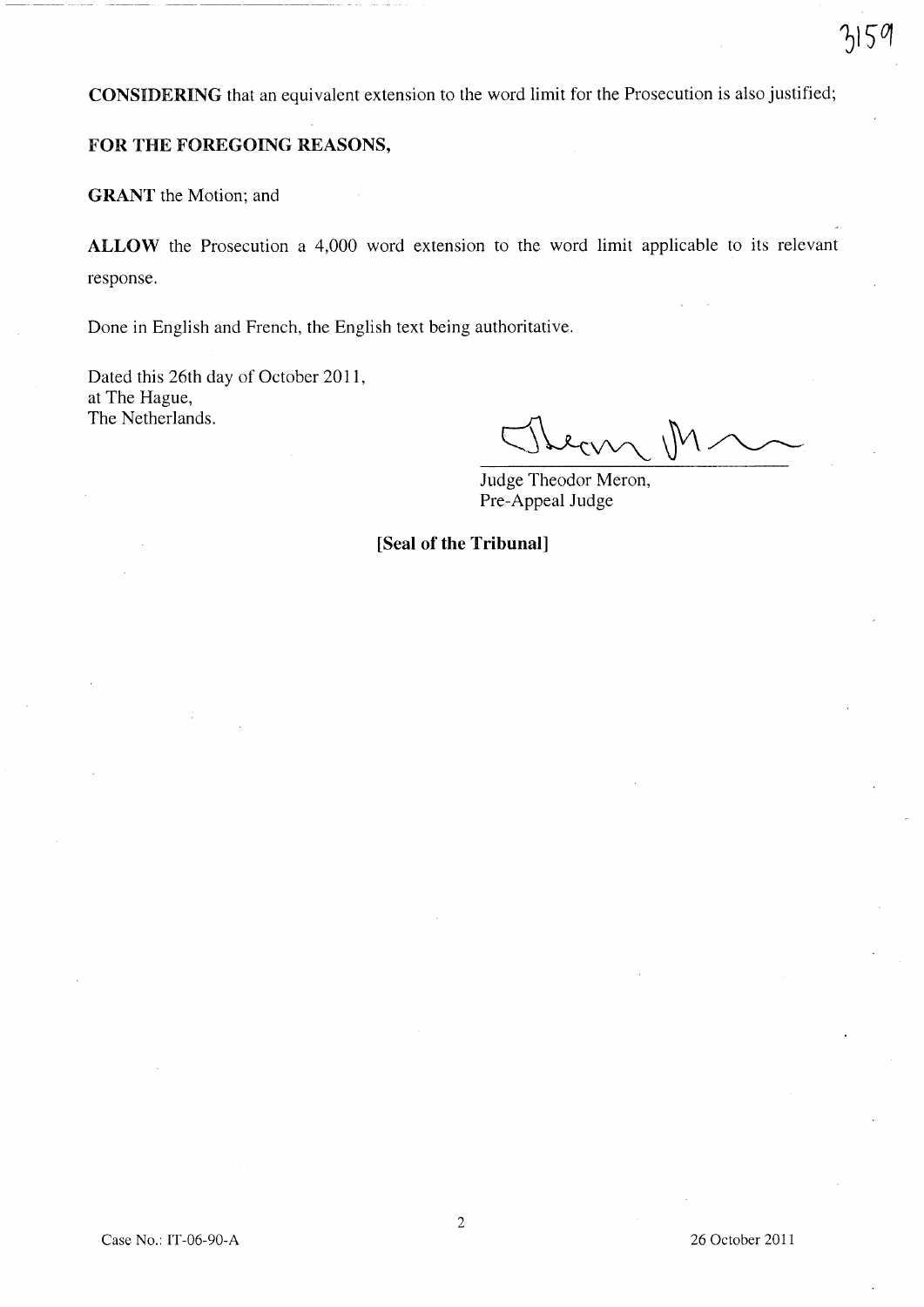**CONSIDERING** that an equivalent extension to the word limit for the Prosecution is also justified;

**FOR THE FOREGOING REASONS,**

**GRANT** the Motion; and

**ALLOW** the Prosecution a 4,000 word extension to the word limit applicable to its relevant response.

Done in English and French, the English text being authoritative.

Dated this 26th day of October 2011,
at The Hague,
The Netherlands.

Judge Theodor Meron,
Pre-Appeal Judge

**[Seal of the Tribunal]**

Case No.: IT-06-90-A

26 October 2011